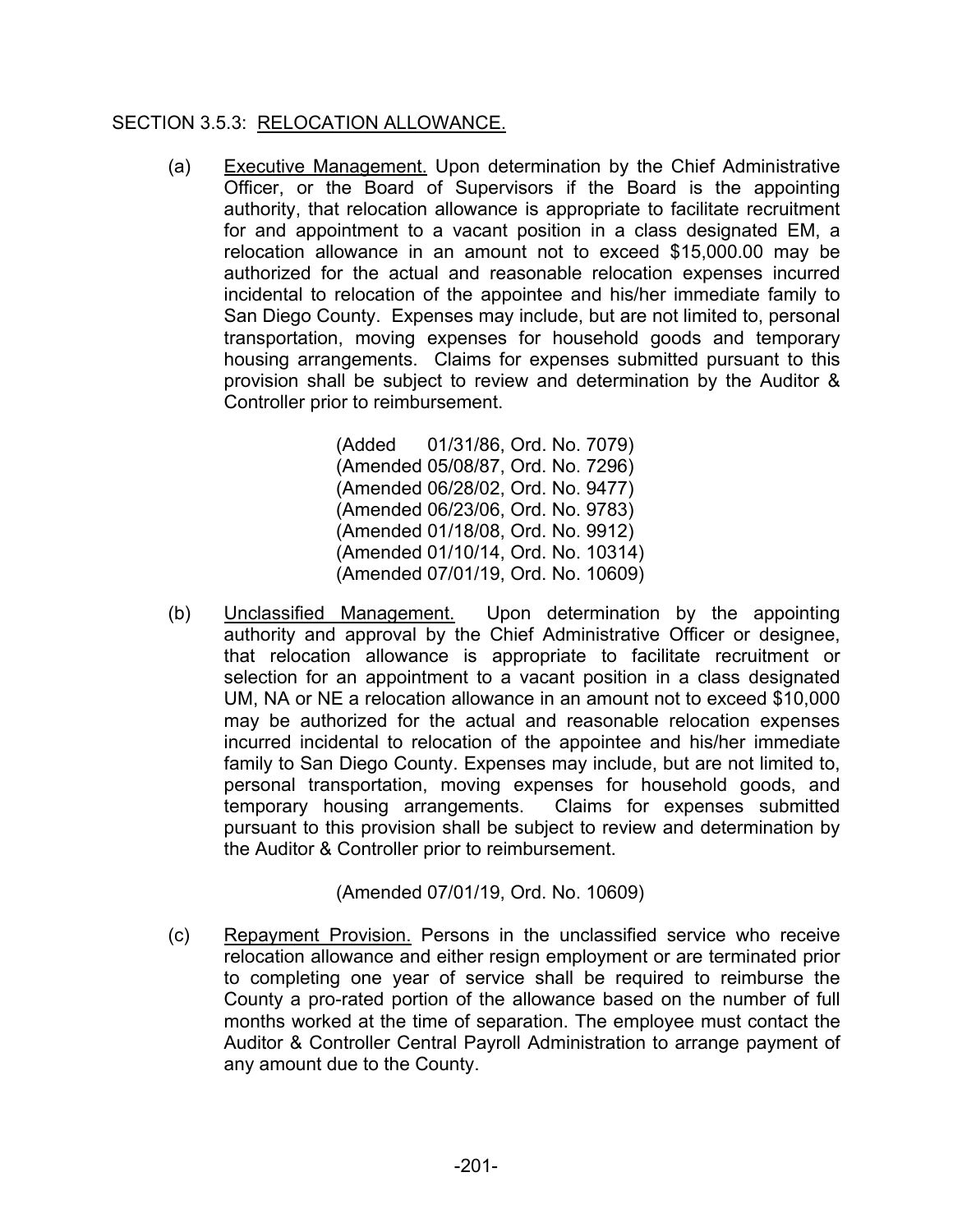## SECTION 3.5.3: RELOCATION ALLOWANCE.

(a) Executive Management. Upon determination by the Chief Administrative Officer, or the Board of Supervisors if the Board is the appointing authority, that relocation allowance is appropriate to facilitate recruitment for and appointment to a vacant position in a class designated EM, a relocation allowance in an amount not to exceed $15,000.00 may be authorized for the actual and reasonable relocation expenses incurred incidental to relocation of the appointee and his/her immediate family to San Diego County. Expenses may include, but are not limited to, personal transportation, moving expenses for household goods and temporary housing arrangements. Claims for expenses submitted pursuant to this provision shall be subject to review and determination by the Auditor & Controller prior to reimbursement.

(Added 01/31/86, Ord. No. 7079)
(Amended 05/08/87, Ord. No. 7296)
(Amended 06/28/02, Ord. No. 9477)
(Amended 06/23/06, Ord. No. 9783)
(Amended 01/18/08, Ord. No. 9912)
(Amended 01/10/14, Ord. No. 10314)
(Amended 07/01/19, Ord. No. 10609)

(b) Unclassified Management. Upon determination by the appointing authority and approval by the Chief Administrative Officer or designee, that relocation allowance is appropriate to facilitate recruitment or selection for an appointment to a vacant position in a class designated UM, NA or NE a relocation allowance in an amount not to exceed $10,000 may be authorized for the actual and reasonable relocation expenses incurred incidental to relocation of the appointee and his/her immediate family to San Diego County. Expenses may include, but are not limited to, personal transportation, moving expenses for household goods, and temporary housing arrangements. Claims for expenses submitted pursuant to this provision shall be subject to review and determination by the Auditor & Controller prior to reimbursement.

(Amended 07/01/19, Ord. No. 10609)

(c) Repayment Provision. Persons in the unclassified service who receive relocation allowance and either resign employment or are terminated prior to completing one year of service shall be required to reimburse the County a pro-rated portion of the allowance based on the number of full months worked at the time of separation. The employee must contact the Auditor & Controller Central Payroll Administration to arrange payment of any amount due to the County.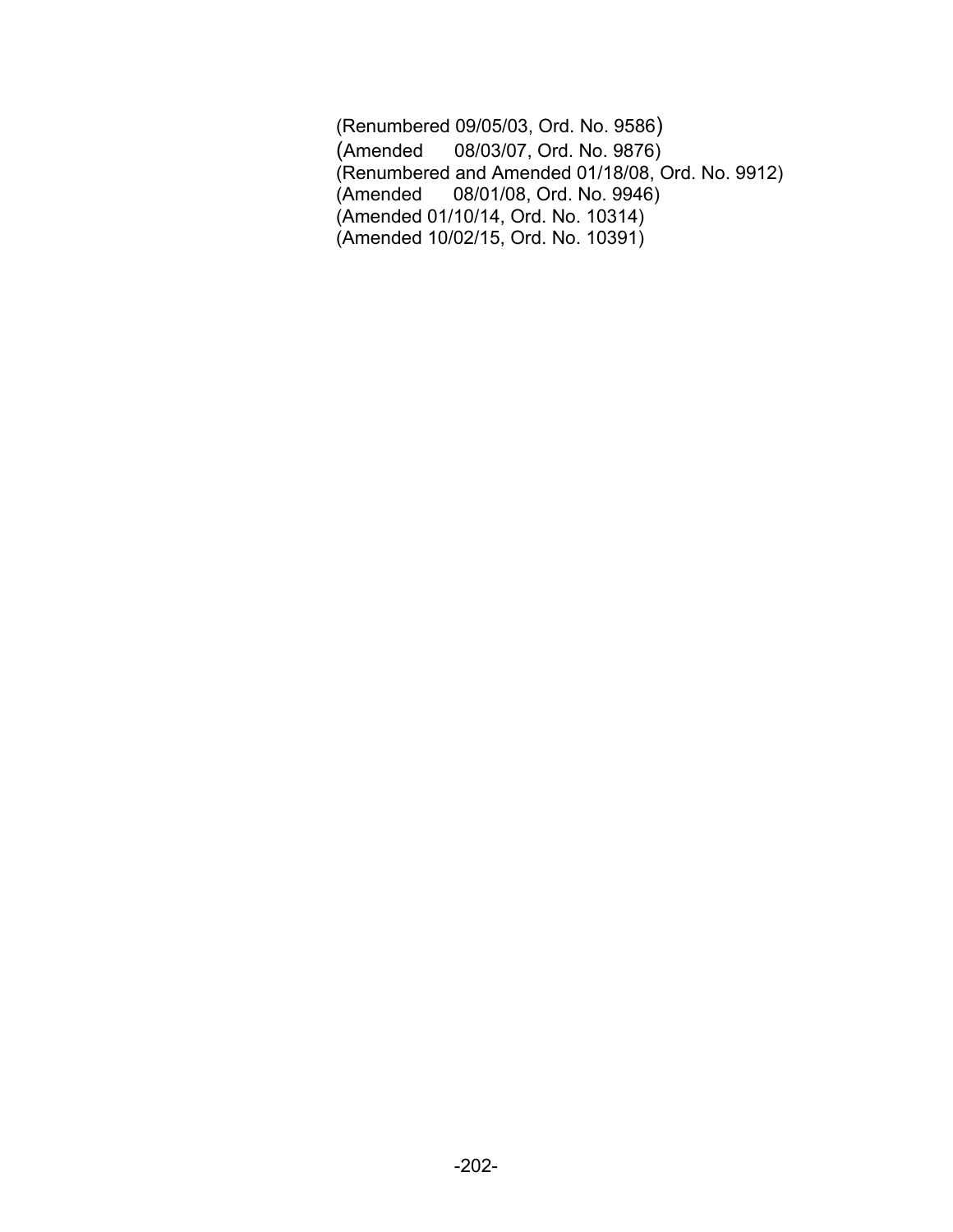(Renumbered 09/05/03, Ord. No. 9586)
(Amended 08/03/07, Ord. No. 9876)
(Renumbered and Amended 01/18/08, Ord. No. 9912)
(Amended 08/01/08, Ord. No. 9946)
(Amended 01/10/14, Ord. No. 10314)
(Amended 10/02/15, Ord. No. 10391)